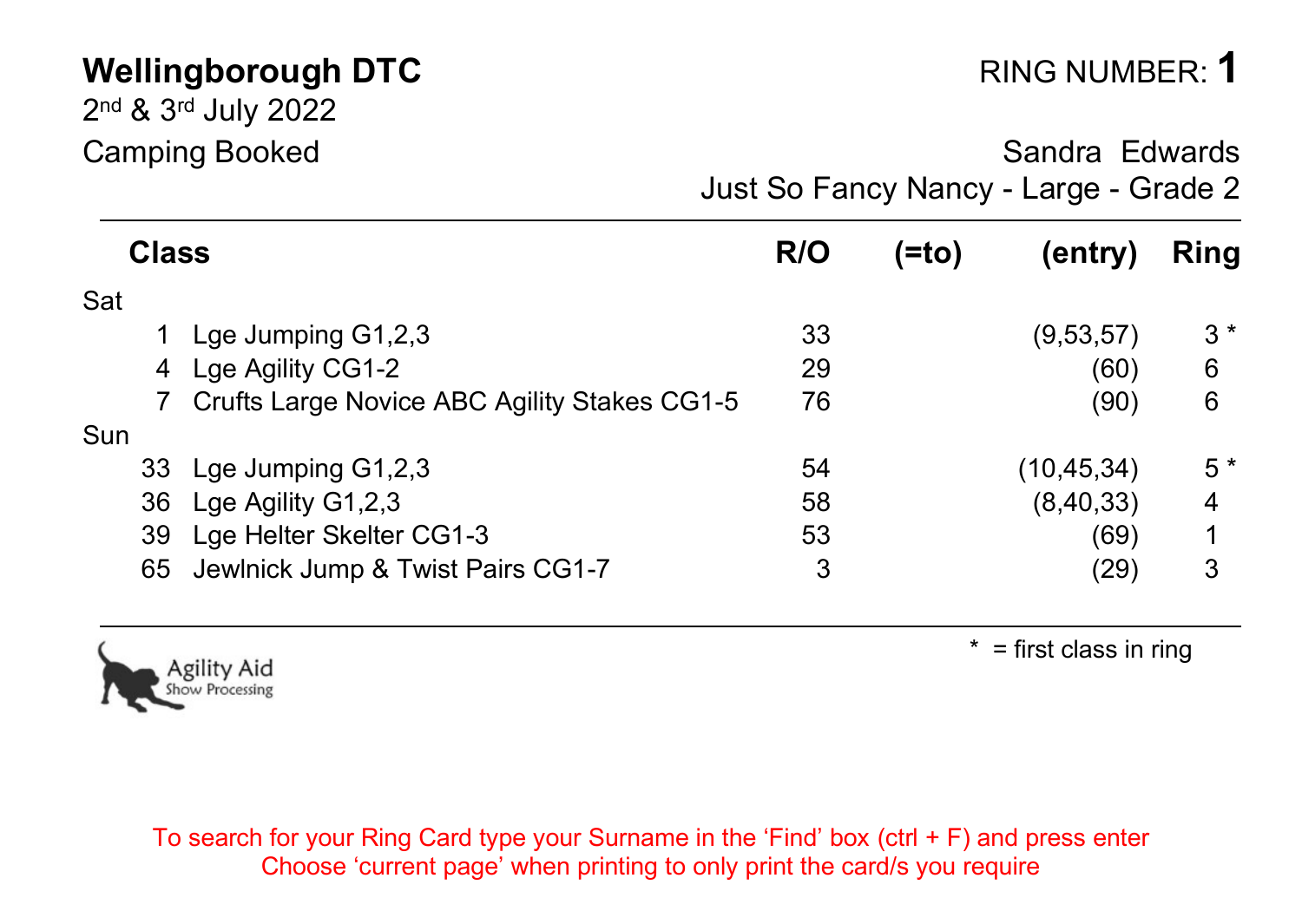# Wellingborough DTC

2nd & 3rd July 2022

Camping Booked

RING NUMBER: **1**

Sandra Edwards

Just So Fancy Nancy - Large - Grade 2

| | **Class** | **R/O** | **(=to)** | **(entry)** | **Ring** |
|---|---|---|---|---|---|
| Sat | | | | | |
| 1 | Lge Jumping G1,2,3 | 33 | | (9,53,57) | 3 * |
| 4 | Lge Agility CG1-2 | 29 | | (60) | 6 |
| 7 | Crufts Large Novice ABC Agility Stakes CG1-5 | 76 | | (90) | 6 |
| Sun | | | | | |
| 33 | Lge Jumping G1,2,3 | 54 | | (10,45,34) | 5 * |
| 36 | Lge Agility G1,2,3 | 58 | | (8,40,33) | 4 |
| 39 | Lge Helter Skelter CG1-3 | 53 | | (69) | 1 |
| 65 | Jewlnick Jump & Twist Pairs CG1-7 | 3 | | (29) | 3 |

* = first class in ring

Agility Aid
Show Processing

To search for your Ring Card type your Surname in the 'Find' box (ctrl + F) and press enter
Choose 'current page' when printing to only print the card/s you require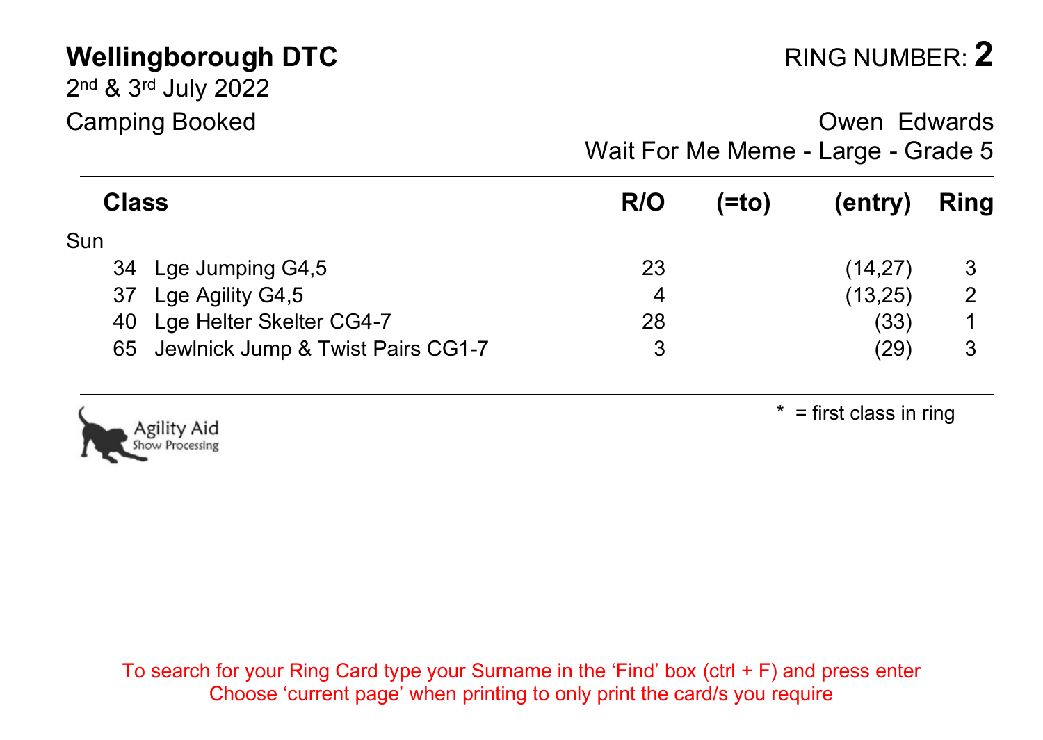**Wellingborough DTC**

2nd & 3rd July 2022

Camping Booked

RING NUMBER: **2**

Owen Edwards

Wait For Me Meme - Large - Grade 5

| Class | | R/O | (=to) | (entry) | Ring |
|---|---|---|---|---|---|
| Sun | | | | | |
| 34 | Lge Jumping G4,5 | 23 | | (14,27) | 3 |
| 37 | Lge Agility G4,5 | 4 | | (13,25) | 2 |
| 40 | Lge Helter Skelter CG4-7 | 28 | | (33) | 1 |
| 65 | Jewlnick Jump & Twist Pairs CG1-7 | 3 | | (29) | 3 |

Agility Aid
Show Processing

* = first class in ring

To search for your Ring Card type your Surname in the 'Find' box (ctrl + F) and press enter
Choose 'current page' when printing to only print the card/s you require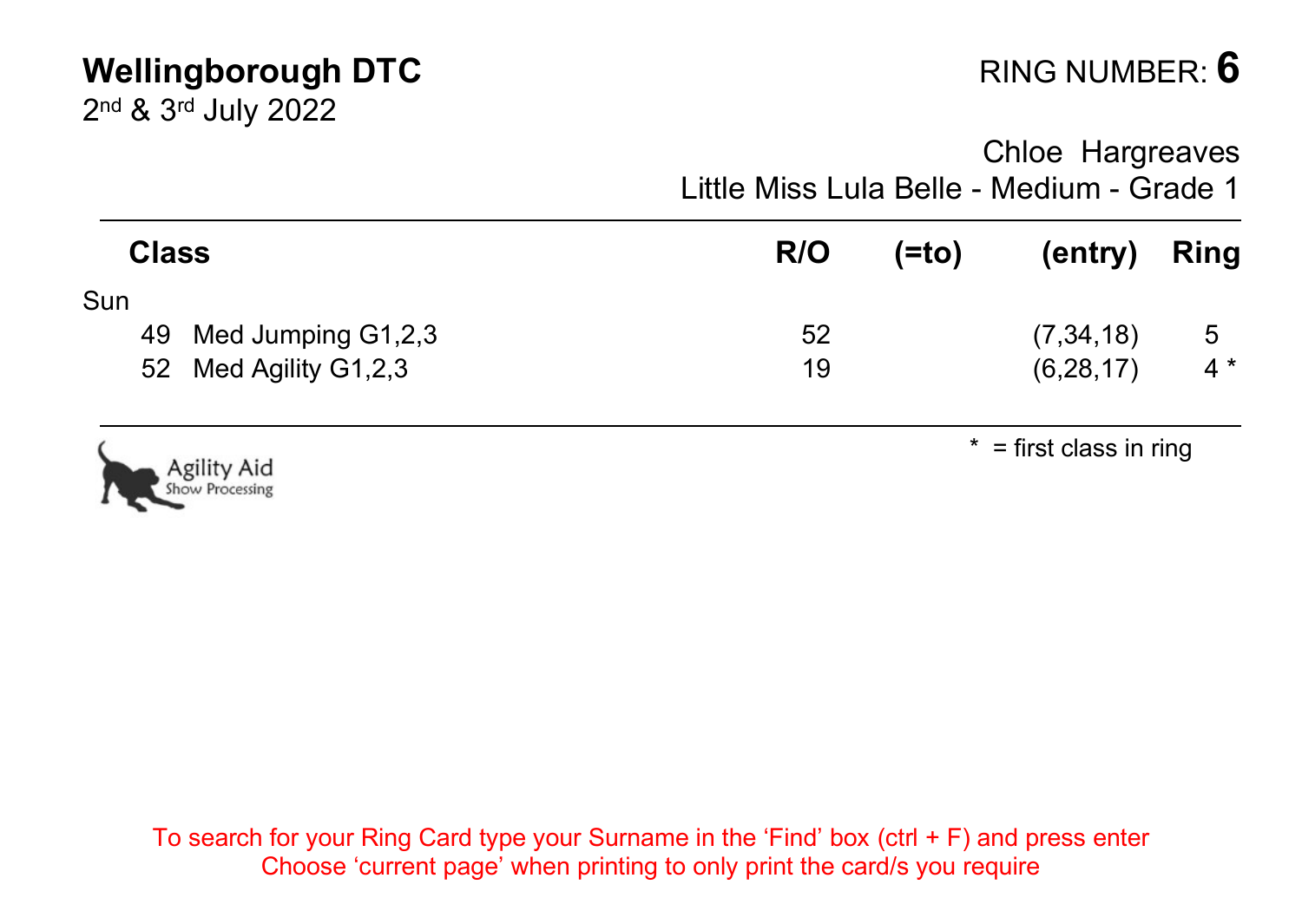**Wellingborough DTC**
2nd & 3rd July 2022

RING NUMBER: **6**

Chloe Hargreaves
Little Miss Lula Belle - Medium - Grade 1

| Class | R/O | (=to) | (entry) | Ring |
|---|---|---|---|---|
| Sun | | | | |
| 49 Med Jumping G1,2,3 | 52 | | (7,34,18) | 5 |
| 52 Med Agility G1,2,3 | 19 | | (6,28,17) | 4 * |

Agility Aid
Show Processing

* = first class in ring

To search for your Ring Card type your Surname in the 'Find' box (ctrl + F) and press enter
Choose 'current page' when printing to only print the card/s you require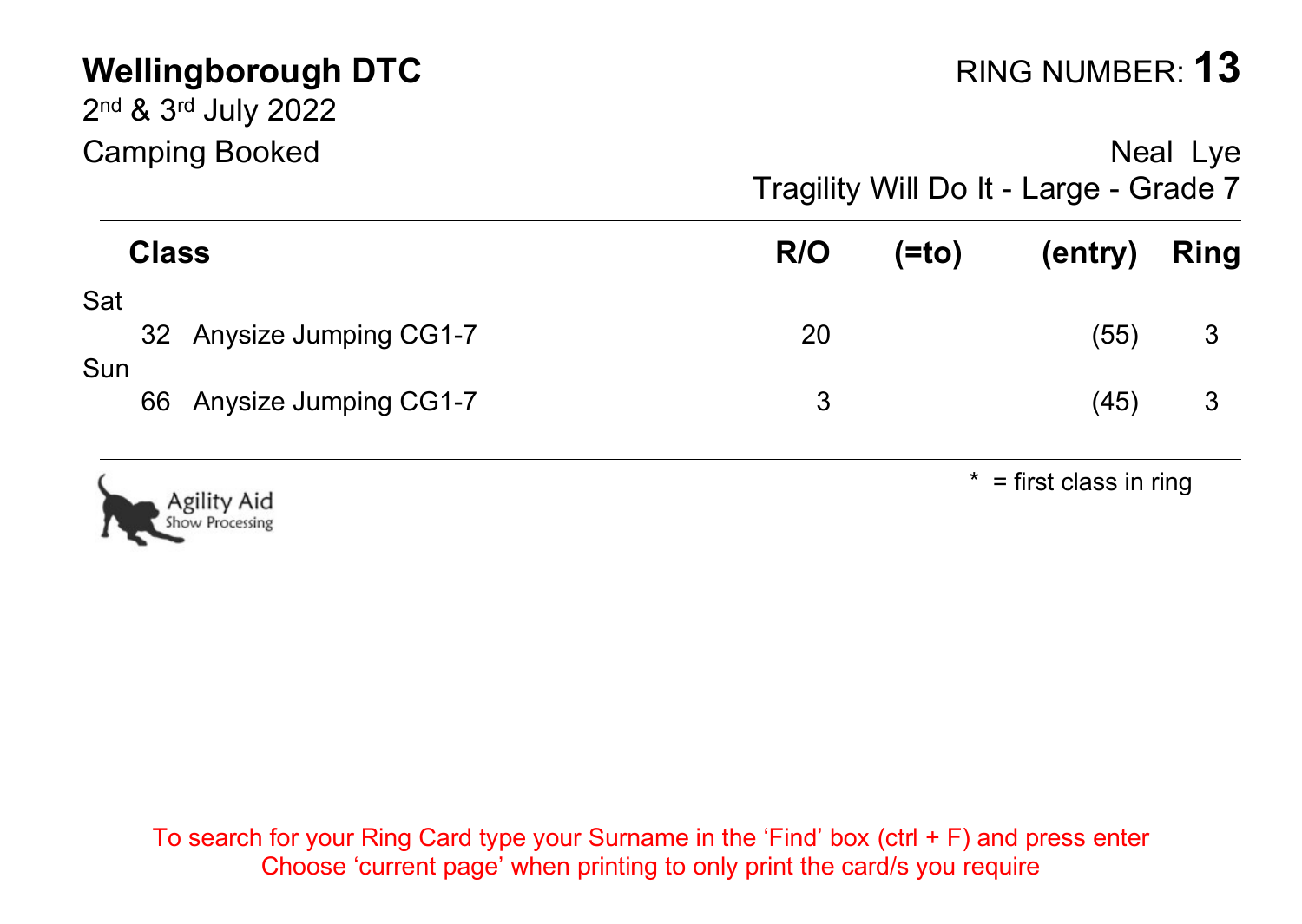**Wellingborough DTC**

RING NUMBER: **13**

2nd & 3rd July 2022

Camping Booked

Neal Lye

Tragility Will Do It - Large - Grade 7

| Class | | R/O | (=to) | (entry) | Ring |
|---|---|---|---|---|---|
| Sat | | | | | |
| 32 | Anysize Jumping CG1-7 | 20 | | (55) | 3 |
| Sun | | | | | |
| 66 | Anysize Jumping CG1-7 | 3 | | (45) | 3 |

Agility Aid
Show Processing

\* = first class in ring

To search for your Ring Card type your Surname in the 'Find' box (ctrl + F) and press enter
Choose 'current page' when printing to only print the card/s you require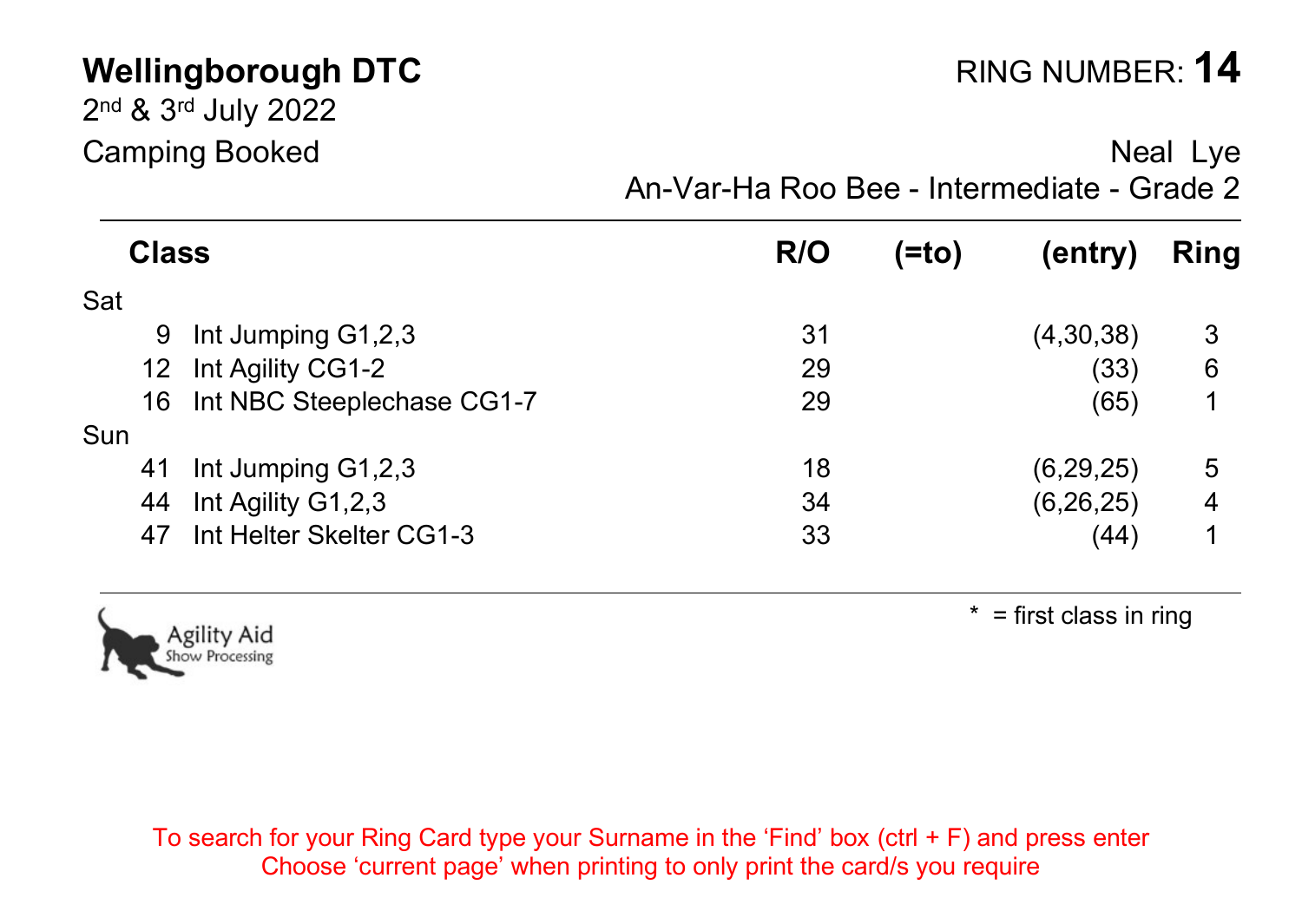**Wellingborough DTC**

RING NUMBER: **14**

2nd & 3rd July 2022

Camping Booked

Neal Lye

An-Var-Ha Roo Bee - Intermediate - Grade 2

| Class | | R/O | (=to) | (entry) | Ring |
|---|---|---|---|---|---|
| Sat | | | | | |
| 9 | Int Jumping G1,2,3 | 31 | | (4,30,38) | 3 |
| 12 | Int Agility CG1-2 | 29 | | (33) | 6 |
| 16 | Int NBC Steeplechase CG1-7 | 29 | | (65) | 1 |
| Sun | | | | | |
| 41 | Int Jumping G1,2,3 | 18 | | (6,29,25) | 5 |
| 44 | Int Agility G1,2,3 | 34 | | (6,26,25) | 4 |
| 47 | Int Helter Skelter CG1-3 | 33 | | (44) | 1 |

Agility Aid Show Processing

* = first class in ring

To search for your Ring Card type your Surname in the 'Find' box (ctrl + F) and press enter
Choose 'current page' when printing to only print the card/s you require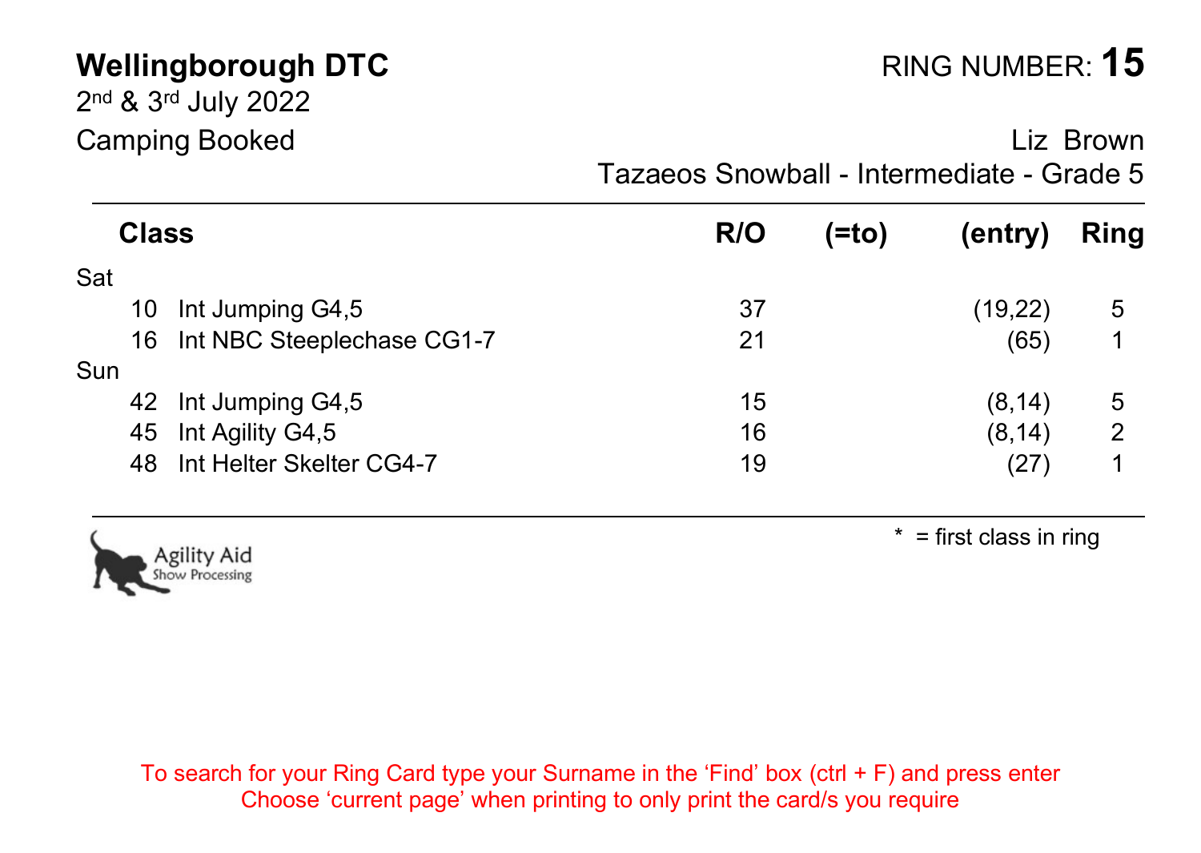**Wellingborough DTC**

RING NUMBER: **15**

2nd & 3rd July 2022

Camping Booked

Liz Brown

Tazaeos Snowball - Intermediate - Grade 5

| Class | | R/O | (=to) | (entry) | Ring |
|---|---|---|---|---|---|
| Sat | | | | | |
| 10 | Int Jumping G4,5 | 37 | | (19,22) | 5 |
| 16 | Int NBC Steeplechase CG1-7 | 21 | | (65) | 1 |
| Sun | | | | | |
| 42 | Int Jumping G4,5 | 15 | | (8,14) | 5 |
| 45 | Int Agility G4,5 | 16 | | (8,14) | 2 |
| 48 | Int Helter Skelter CG4-7 | 19 | | (27) | 1 |

* = first class in ring

Agility Aid
Show Processing

To search for your Ring Card type your Surname in the 'Find' box (ctrl + F) and press enter
Choose 'current page' when printing to only print the card/s you require